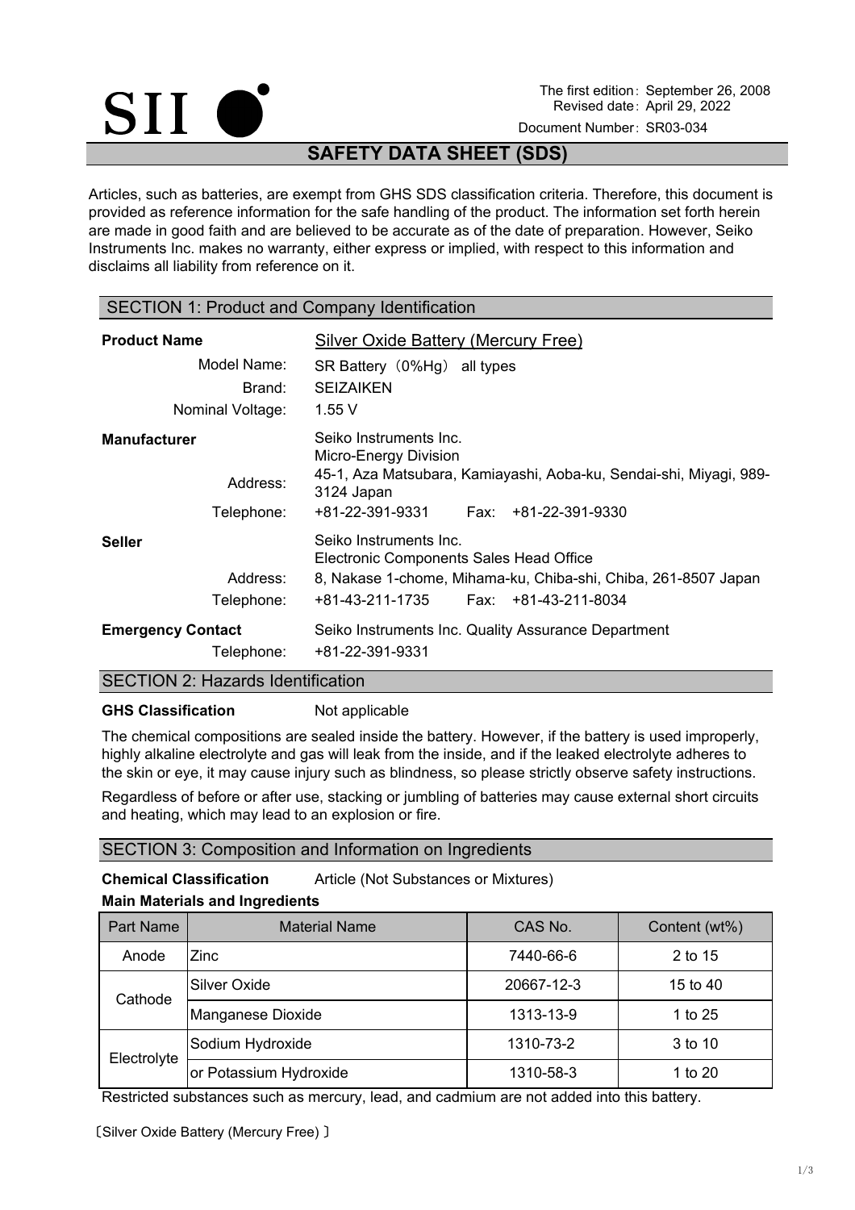SII

The first edition: September 26, 2008
Revised date: April 29, 2022
Document Number: SR03-034

# SAFETY DATA SHEET (SDS)

Articles, such as batteries, are exempt from GHS SDS classification criteria. Therefore, this document is provided as reference information for the safe handling of the product. The information set forth herein are made in good faith and are believed to be accurate as of the date of preparation. However, Seiko Instruments Inc. makes no warranty, either express or implied, with respect to this information and disclaims all liability from reference on it.

## SECTION 1: Product and Company Identification

**Product Name** Silver Oxide Battery (Mercury Free)

Model Name: SR Battery（0%Hg） all types

Brand: SEIZAIKEN

Nominal Voltage: 1.55 V

**Manufacturer** Seiko Instruments Inc.
Micro-Energy Division

Address: 45-1, Aza Matsubara, Kamiayashi, Aoba-ku, Sendai-shi, Miyagi, 989-3124 Japan

Telephone: +81-22-391-9331 Fax: +81-22-391-9330

**Seller** Seiko Instruments Inc.
Electronic Components Sales Head Office

Address: 8, Nakase 1-chome, Mihama-ku, Chiba-shi, Chiba, 261-8507 Japan

Telephone: +81-43-211-1735 Fax: +81-43-211-8034

**Emergency Contact** Seiko Instruments Inc. Quality Assurance Department

Telephone: +81-22-391-9331

## SECTION 2: Hazards Identification

**GHS Classification** Not applicable

The chemical compositions are sealed inside the battery. However, if the battery is used improperly, highly alkaline electrolyte and gas will leak from the inside, and if the leaked electrolyte adheres to the skin or eye, it may cause injury such as blindness, so please strictly observe safety instructions.

Regardless of before or after use, stacking or jumbling of batteries may cause external short circuits and heating, which may lead to an explosion or fire.

## SECTION 3: Composition and Information on Ingredients

**Chemical Classification** Article (Not Substances or Mixtures)

**Main Materials and Ingredients**

| Part Name | Material Name | CAS No. | Content (wt%) |
|---|---|---|---|
| Anode | Zinc | 7440-66-6 | 2 to 15 |
| Cathode | Silver Oxide | 20667-12-3 | 15 to 40 |
| | Manganese Dioxide | 1313-13-9 | 1 to 25 |
| Electrolyte | Sodium Hydroxide | 1310-73-2 | 3 to 10 |
| | or Potassium Hydroxide | 1310-58-3 | 1 to 20 |

Restricted substances such as mercury, lead, and cadmium are not added into this battery.

〔Silver Oxide Battery (Mercury Free) 〕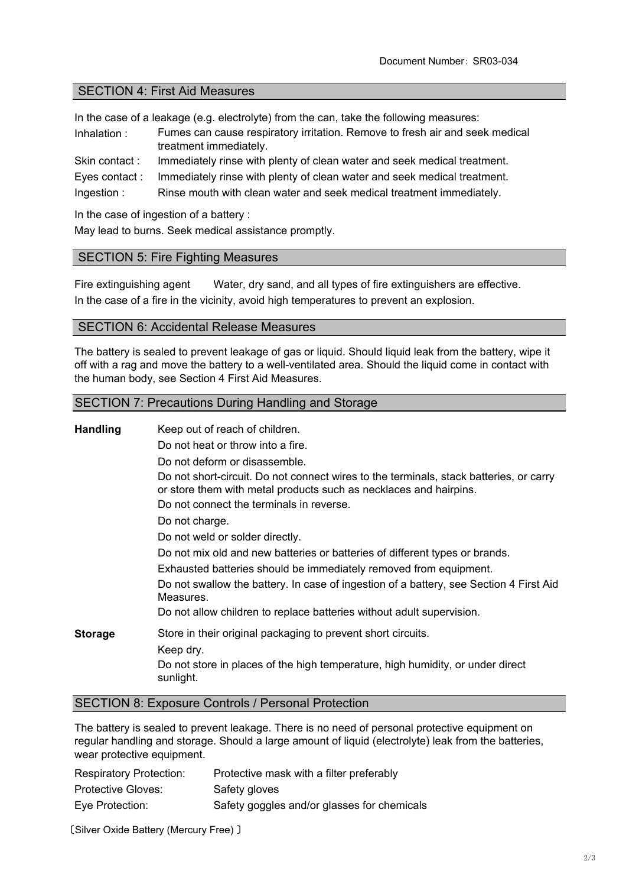## SECTION 4: First Aid Measures

In the case of a leakage (e.g. electrolyte) from the can, take the following measures:

| | |
|---|---|
| Inhalation : | Fumes can cause respiratory irritation. Remove to fresh air and seek medical treatment immediately. |
| Skin contact : | Immediately rinse with plenty of clean water and seek medical treatment. |
| Eyes contact : | Immediately rinse with plenty of clean water and seek medical treatment. |
| Ingestion : | Rinse mouth with clean water and seek medical treatment immediately. |

In the case of ingestion of a battery :

May lead to burns. Seek medical assistance promptly.

## SECTION 5: Fire Fighting Measures

Fire extinguishing agent    Water, dry sand, and all types of fire extinguishers are effective.

In the case of a fire in the vicinity, avoid high temperatures to prevent an explosion.

## SECTION 6: Accidental Release Measures

The battery is sealed to prevent leakage of gas or liquid. Should liquid leak from the battery, wipe it off with a rag and move the battery to a well-ventilated area. Should the liquid come in contact with the human body, see Section 4 First Aid Measures.

## SECTION 7: Precautions During Handling and Storage

**Handling**

- Keep out of reach of children.
- Do not heat or throw into a fire.
- Do not deform or disassemble.
- Do not short-circuit. Do not connect wires to the terminals, stack batteries, or carry or store them with metal products such as necklaces and hairpins.
- Do not connect the terminals in reverse.
- Do not charge.
- Do not weld or solder directly.
- Do not mix old and new batteries or batteries of different types or brands.
- Exhausted batteries should be immediately removed from equipment.
- Do not swallow the battery. In case of ingestion of a battery, see Section 4 First Aid Measures.
- Do not allow children to replace batteries without adult supervision.

**Storage**

- Store in their original packaging to prevent short circuits.
- Keep dry.
- Do not store in places of the high temperature, high humidity, or under direct sunlight.

## SECTION 8: Exposure Controls / Personal Protection

The battery is sealed to prevent leakage. There is no need of personal protective equipment on regular handling and storage. Should a large amount of liquid (electrolyte) leak from the batteries, wear protective equipment.

| | |
|---|---|
| Respiratory Protection: | Protective mask with a filter preferably |
| Protective Gloves: | Safety gloves |
| Eye Protection: | Safety goggles and/or glasses for chemicals |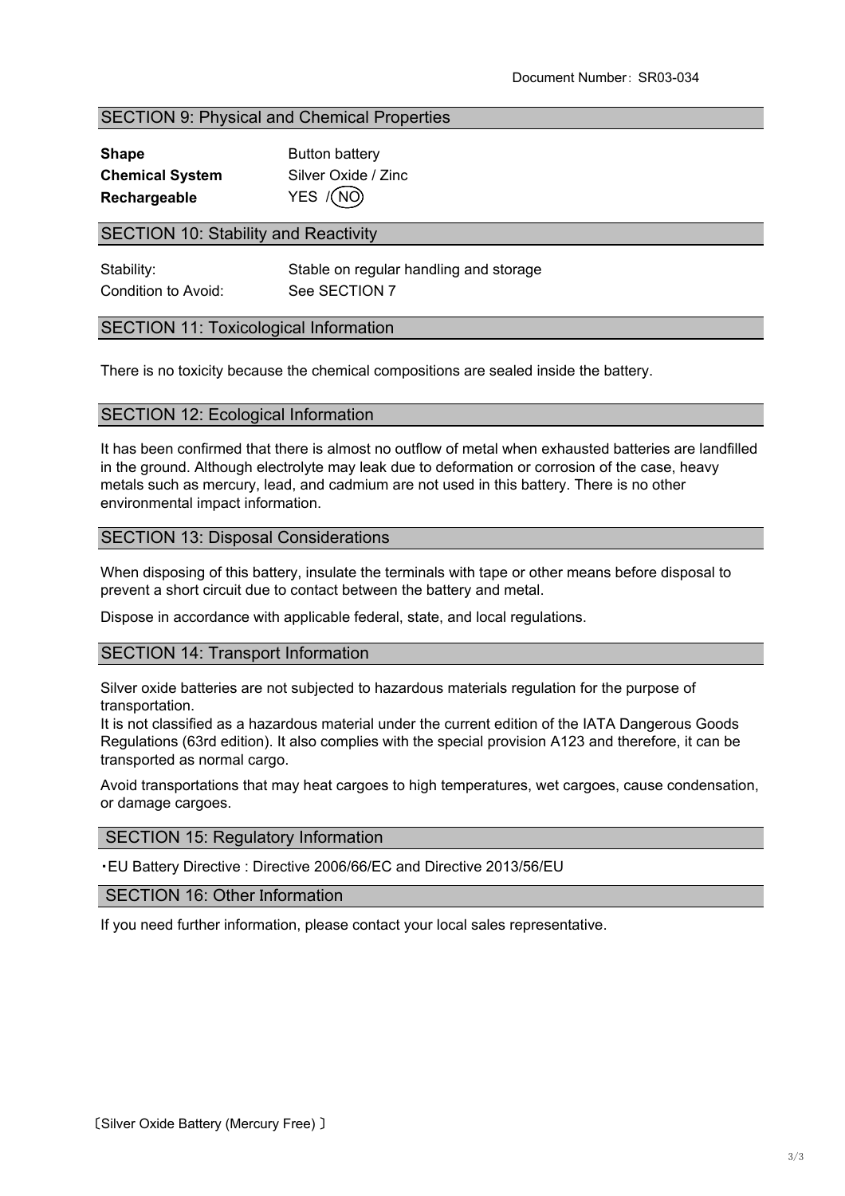## SECTION 9: Physical and Chemical Properties

| | |
|---|---|
| **Shape** | Button battery |
| **Chemical System** | Silver Oxide / Zinc |
| **Rechargeable** | YES / (NO) |

## SECTION 10: Stability and Reactivity

| | |
|---|---|
| Stability: | Stable on regular handling and storage |
| Condition to Avoid: | See SECTION 7 |

## SECTION 11: Toxicological Information

There is no toxicity because the chemical compositions are sealed inside the battery.

## SECTION 12: Ecological Information

It has been confirmed that there is almost no outflow of metal when exhausted batteries are landfilled in the ground. Although electrolyte may leak due to deformation or corrosion of the case, heavy metals such as mercury, lead, and cadmium are not used in this battery. There is no other environmental impact information.

## SECTION 13: Disposal Considerations

When disposing of this battery, insulate the terminals with tape or other means before disposal to prevent a short circuit due to contact between the battery and metal.

Dispose in accordance with applicable federal, state, and local regulations.

## SECTION 14: Transport Information

Silver oxide batteries are not subjected to hazardous materials regulation for the purpose of transportation.
It is not classified as a hazardous material under the current edition of the IATA Dangerous Goods Regulations (63rd edition). It also complies with the special provision A123 and therefore, it can be transported as normal cargo.

Avoid transportations that may heat cargoes to high temperatures, wet cargoes, cause condensation, or damage cargoes.

## SECTION 15: Regulatory Information

・EU Battery Directive : Directive 2006/66/EC and Directive 2013/56/EU

## SECTION 16: Other Information

If you need further information, please contact your local sales representative.